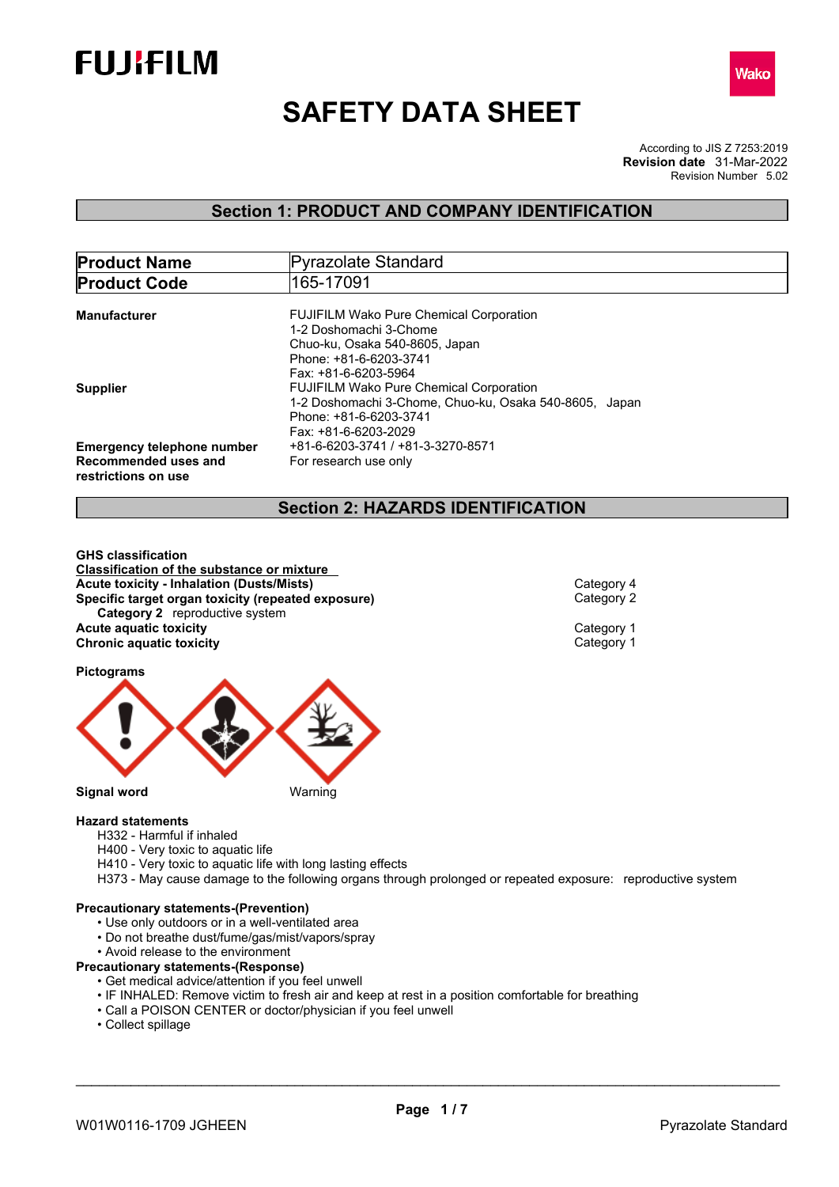# SAFETY DATA SHEET

According to JIS Z 7253:2019
**Revision date** 31-Mar-2022
Revision Number 5.02

## Section 1: PRODUCT AND COMPANY IDENTIFICATION

| | |
|---|---|
| **Product Name** | Pyrazolate Standard |
| **Product Code** | 165-17091 |

**Manufacturer**
FUJIFILM Wako Pure Chemical Corporation
1-2 Doshomachi 3-Chome
Chuo-ku, Osaka 540-8605, Japan
Phone: +81-6-6203-3741
Fax: +81-6-6203-5964

**Supplier**
FUJIFILM Wako Pure Chemical Corporation
1-2 Doshomachi 3-Chome, Chuo-ku, Osaka 540-8605, Japan
Phone: +81-6-6203-3741
Fax: +81-6-6203-2029

**Emergency telephone number** +81-6-6203-3741 / +81-3-3270-8571

**Recommended uses and restrictions on use** For research use only

## Section 2: HAZARDS IDENTIFICATION

**GHS classification**

**Classification of the substance or mixture**

| | |
|---|---|
| **Acute toxicity - Inhalation (Dusts/Mists)** | Category 4 |
| **Specific target organ toxicity (repeated exposure)** | Category 2 |
| **Category 2** reproductive system | |
| **Acute aquatic toxicity** | Category 1 |
| **Chronic aquatic toxicity** | Category 1 |

**Pictograms**

**Signal word** Warning

**Hazard statements**
- H332 - Harmful if inhaled
- H400 - Very toxic to aquatic life
- H410 - Very toxic to aquatic life with long lasting effects
- H373 - May cause damage to the following organs through prolonged or repeated exposure: reproductive system

**Precautionary statements-(Prevention)**
- Use only outdoors or in a well-ventilated area
- Do not breathe dust/fume/gas/mist/vapors/spray
- Avoid release to the environment

**Precautionary statements-(Response)**
- Get medical advice/attention if you feel unwell
- IF INHALED: Remove victim to fresh air and keep at rest in a position comfortable for breathing
- Call a POISON CENTER or doctor/physician if you feel unwell
- Collect spillage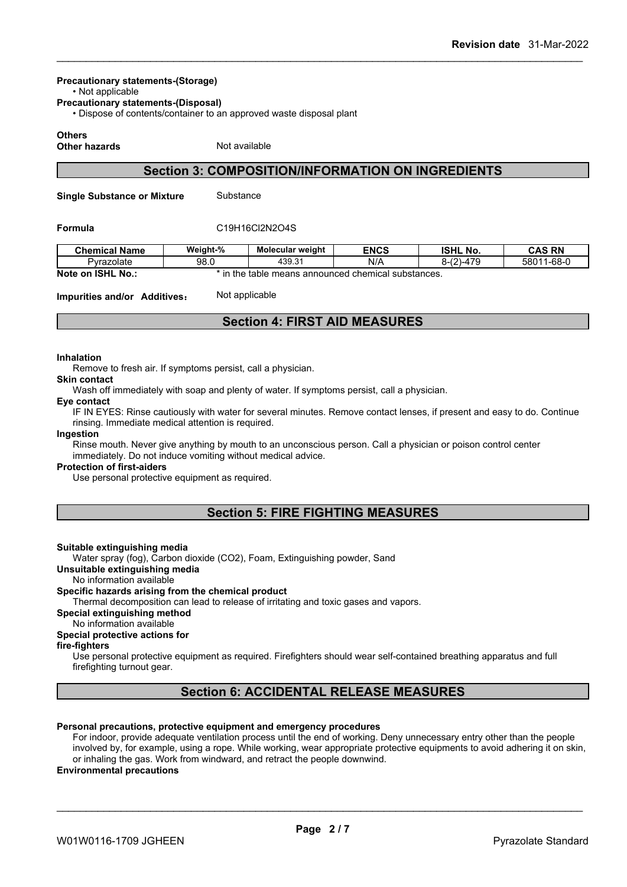**Precautionary statements-(Storage)**

- Not applicable

**Precautionary statements-(Disposal)**

- Dispose of contents/container to an approved waste disposal plant

**Others**

**Other hazards** Not available

## Section 3: COMPOSITION/INFORMATION ON INGREDIENTS

**Single Substance or Mixture** Substance

**Formula** C19H16Cl2N2O4S

| Chemical Name | Weight-% | Molecular weight | ENCS | ISHL No. | CAS RN |
|---|---|---|---|---|---|
| Pyrazolate | 98.0 | 439.31 | N/A | 8-(2)-479 | 58011-68-0 |

**Note on ISHL No.:** * in the table means announced chemical substances.

**Impurities and/or Additives:** Not applicable

## Section 4: FIRST AID MEASURES

**Inhalation**

Remove to fresh air. If symptoms persist, call a physician.

**Skin contact**

Wash off immediately with soap and plenty of water. If symptoms persist, call a physician.

**Eye contact**

IF IN EYES: Rinse cautiously with water for several minutes. Remove contact lenses, if present and easy to do. Continue rinsing. Immediate medical attention is required.

**Ingestion**

Rinse mouth. Never give anything by mouth to an unconscious person. Call a physician or poison control center immediately. Do not induce vomiting without medical advice.

**Protection of first-aiders**

Use personal protective equipment as required.

## Section 5: FIRE FIGHTING MEASURES

**Suitable extinguishing media**

Water spray (fog), Carbon dioxide (CO2), Foam, Extinguishing powder, Sand

**Unsuitable extinguishing media**

No information available

**Specific hazards arising from the chemical product**

Thermal decomposition can lead to release of irritating and toxic gases and vapors.

**Special extinguishing method**

No information available

**Special protective actions for fire-fighters**

Use personal protective equipment as required. Firefighters should wear self-contained breathing apparatus and full firefighting turnout gear.

## Section 6: ACCIDENTAL RELEASE MEASURES

**Personal precautions, protective equipment and emergency procedures**

For indoor, provide adequate ventilation process until the end of working. Deny unnecessary entry other than the people involved by, for example, using a rope. While working, wear appropriate protective equipments to avoid adhering it on skin, or inhaling the gas. Work from windward, and retract the people downwind.

**Environmental precautions**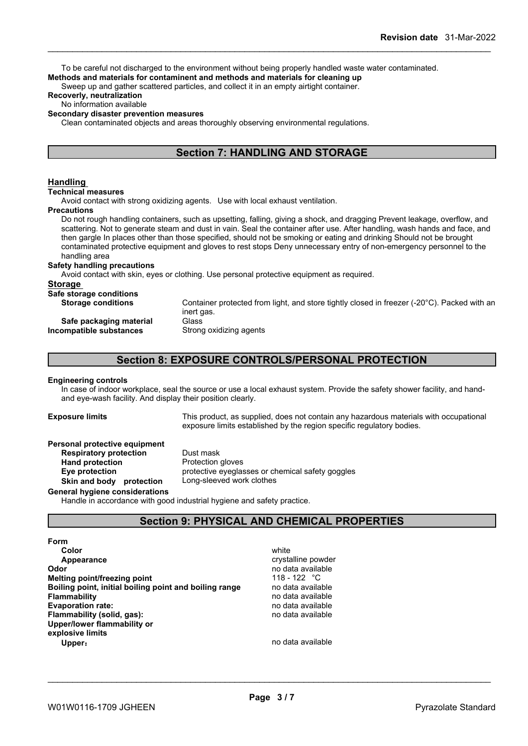To be careful not discharged to the environment without being properly handled waste water contaminated.

**Methods and materials for contaminent and methods and materials for cleaning up**

Sweep up and gather scattered particles, and collect it in an empty airtight container.

**Recoverly, neutralization**

No information available

**Secondary disaster prevention measures**

Clean contaminated objects and areas thoroughly observing environmental regulations.

## Section 7: HANDLING AND STORAGE

### Handling

**Technical measures**

Avoid contact with strong oxidizing agents. Use with local exhaust ventilation.

**Precautions**

Do not rough handling containers, such as upsetting, falling, giving a shock, and dragging Prevent leakage, overflow, and scattering. Not to generate steam and dust in vain. Seal the container after use. After handling, wash hands and face, and then gargle In places other than those specified, should not be smoking or eating and drinking Should not be brought contaminated protective equipment and gloves to rest stops Deny unnecessary entry of non-emergency personnel to the handling area

**Safety handling precautions**

Avoid contact with skin, eyes or clothing. Use personal protective equipment as required.

### Storage

**Safe storage conditions**

| | |
|---|---|
| **Storage conditions** | Container protected from light, and store tightly closed in freezer (-20°C). Packed with an inert gas. |
| **Safe packaging material** | Glass |
| **Incompatible substances** | Strong oxidizing agents |

## Section 8: EXPOSURE CONTROLS/PERSONAL PROTECTION

**Engineering controls**

In case of indoor workplace, seal the source or use a local exhaust system. Provide the safety shower facility, and hand- and eye-wash facility. And display their position clearly.

| | |
|---|---|
| **Exposure limits** | This product, as supplied, does not contain any hazardous materials with occupational exposure limits established by the region specific regulatory bodies. |

**Personal protective equipment**

| | |
|---|---|
| **Respiratory protection** | Dust mask |
| **Hand protection** | Protection gloves |
| **Eye protection** | protective eyeglasses or chemical safety goggles |
| **Skin and body protection** | Long-sleeved work clothes |

**General hygiene considerations**

Handle in accordance with good industrial hygiene and safety practice.

## Section 9: PHYSICAL AND CHEMICAL PROPERTIES

| | |
|---|---|
| **Form** | |
| **Color** | white |
| **Appearance** | crystalline powder |
| **Odor** | no data available |
| **Melting point/freezing point** | 118 - 122 °C |
| **Boiling point, initial boiling point and boiling range** | no data available |
| **Flammability** | no data available |
| **Evaporation rate:** | no data available |
| **Flammability (solid, gas):** | no data available |
| **Upper/lower flammability or explosive limits** | |
| **Upper:** | no data available |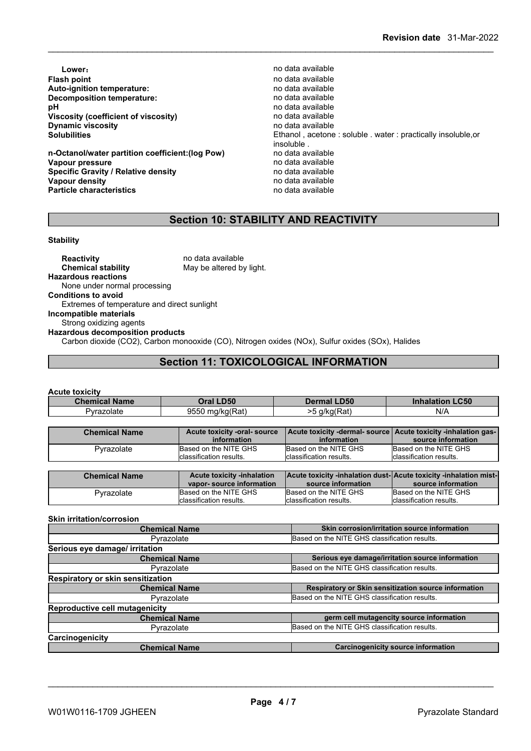| | |
|---|---|
| **Lower:** | no data available |
| **Flash point** | no data available |
| **Auto-ignition temperature:** | no data available |
| **Decomposition temperature:** | no data available |
| **pH** | no data available |
| **Viscosity (coefficient of viscosity)** | no data available |
| **Dynamic viscosity** | no data available |
| **Solubilities** | Ethanol , acetone : soluble . water : practically insoluble,or insoluble . |
| **n-Octanol/water partition coefficient:(log Pow)** | no data available |
| **Vapour pressure** | no data available |
| **Specific Gravity / Relative density** | no data available |
| **Vapour density** | no data available |
| **Particle characteristics** | no data available |

## Section 10: STABILITY AND REACTIVITY

**Stability**

**Reactivity** no data available
**Chemical stability** May be altered by light.

**Hazardous reactions**
None under normal processing

**Conditions to avoid**
Extremes of temperature and direct sunlight

**Incompatible materials**
Strong oxidizing agents

**Hazardous decomposition products**
Carbon dioxide ($CO_2$), Carbon monooxide (CO), Nitrogen oxides (NOx), Sulfur oxides (SOx), Halides

## Section 11: TOXICOLOGICAL INFORMATION

**Acute toxicity**

| Chemical Name | Oral LD50 | Dermal LD50 | Inhalation LC50 |
|---|---|---|---|
| Pyrazolate | 9550 mg/kg(Rat) | >5 g/kg(Rat) | N/A |

| Chemical Name | Acute toxicity -oral- source information | Acute toxicity -dermal- source information | Acute toxicity -inhalation gas- source information |
|---|---|---|---|
| Pyrazolate | Based on the NITE GHS classification results. | Based on the NITE GHS classification results. | Based on the NITE GHS classification results. |

| Chemical Name | Acute toxicity -inhalation vapor- source information | Acute toxicity -inhalation dust- source information | Acute toxicity -inhalation mist- source information |
|---|---|---|---|
| Pyrazolate | Based on the NITE GHS classification results. | Based on the NITE GHS classification results. | Based on the NITE GHS classification results. |

**Skin irritation/corrosion**

| Chemical Name | Skin corrosion/irritation source information |
|---|---|
| Pyrazolate | Based on the NITE GHS classification results. |

**Serious eye damage/ irritation**

| Chemical Name | Serious eye damage/irritation source information |
|---|---|
| Pyrazolate | Based on the NITE GHS classification results. |

**Respiratory or skin sensitization**

| Chemical Name | Respiratory or Skin sensitization source information |
|---|---|
| Pyrazolate | Based on the NITE GHS classification results. |

**Reproductive cell mutagenicity**

| Chemical Name | germ cell mutagencity source information |
|---|---|
| Pyrazolate | Based on the NITE GHS classification results. |

**Carcinogenicity**

| Chemical Name | Carcinogenicity source information |
|---|---|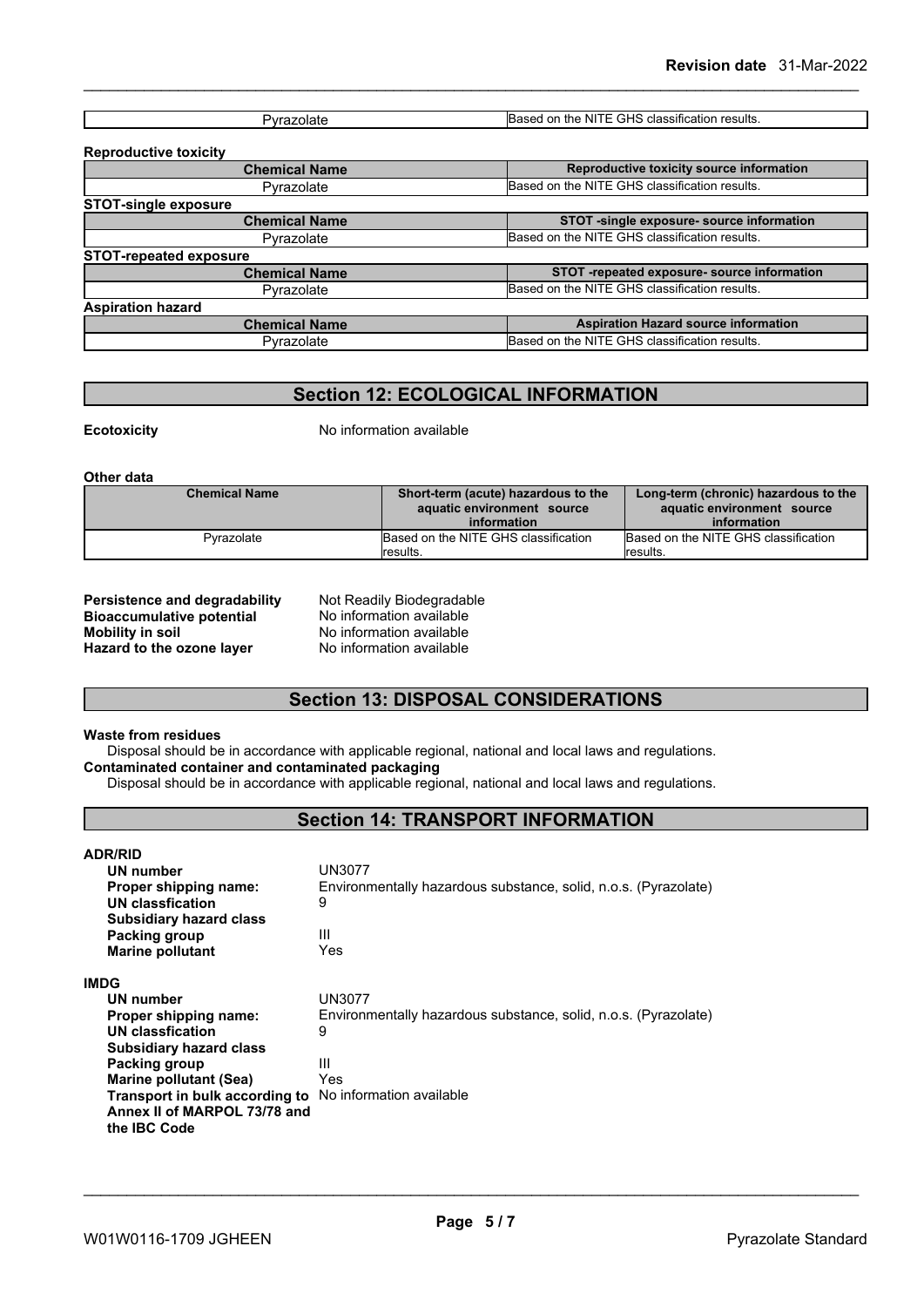| Pyrazolate | Based on the NITE GHS classification results. |
|---|---|

**Reproductive toxicity**

| Chemical Name | Reproductive toxicity source information |
|---|---|
| Pyrazolate | Based on the NITE GHS classification results. |

**STOT-single exposure**

| Chemical Name | STOT -single exposure- source information |
|---|---|
| Pyrazolate | Based on the NITE GHS classification results. |

**STOT-repeated exposure**

| Chemical Name | STOT -repeated exposure- source information |
|---|---|
| Pyrazolate | Based on the NITE GHS classification results. |

**Aspiration hazard**

| Chemical Name | Aspiration Hazard source information |
|---|---|
| Pyrazolate | Based on the NITE GHS classification results. |

## Section 12: ECOLOGICAL INFORMATION

**Ecotoxicity** No information available

**Other data**

| Chemical Name | Short-term (acute) hazardous to the aquatic environment source information | Long-term (chronic) hazardous to the aquatic environment source information |
|---|---|---|
| Pyrazolate | Based on the NITE GHS classification results. | Based on the NITE GHS classification results. |

**Persistence and degradability** Not Readily Biodegradable
**Bioaccumulative potential** No information available
**Mobility in soil** No information available
**Hazard to the ozone layer** No information available

## Section 13: DISPOSAL CONSIDERATIONS

**Waste from residues**
Disposal should be in accordance with applicable regional, national and local laws and regulations.
**Contaminated container and contaminated packaging**
Disposal should be in accordance with applicable regional, national and local laws and regulations.

## Section 14: TRANSPORT INFORMATION

**ADR/RID**
**UN number** UN3077
**Proper shipping name:** Environmentally hazardous substance, solid, n.o.s. (Pyrazolate)
**UN classfication** 9
**Subsidiary hazard class**
**Packing group** III
**Marine pollutant** Yes

**IMDG**
**UN number** UN3077
**Proper shipping name:** Environmentally hazardous substance, solid, n.o.s. (Pyrazolate)
**UN classfication** 9
**Subsidiary hazard class**
**Packing group** III
**Marine pollutant (Sea)** Yes
**Transport in bulk according to Annex II of MARPOL 73/78 and the IBC Code** No information available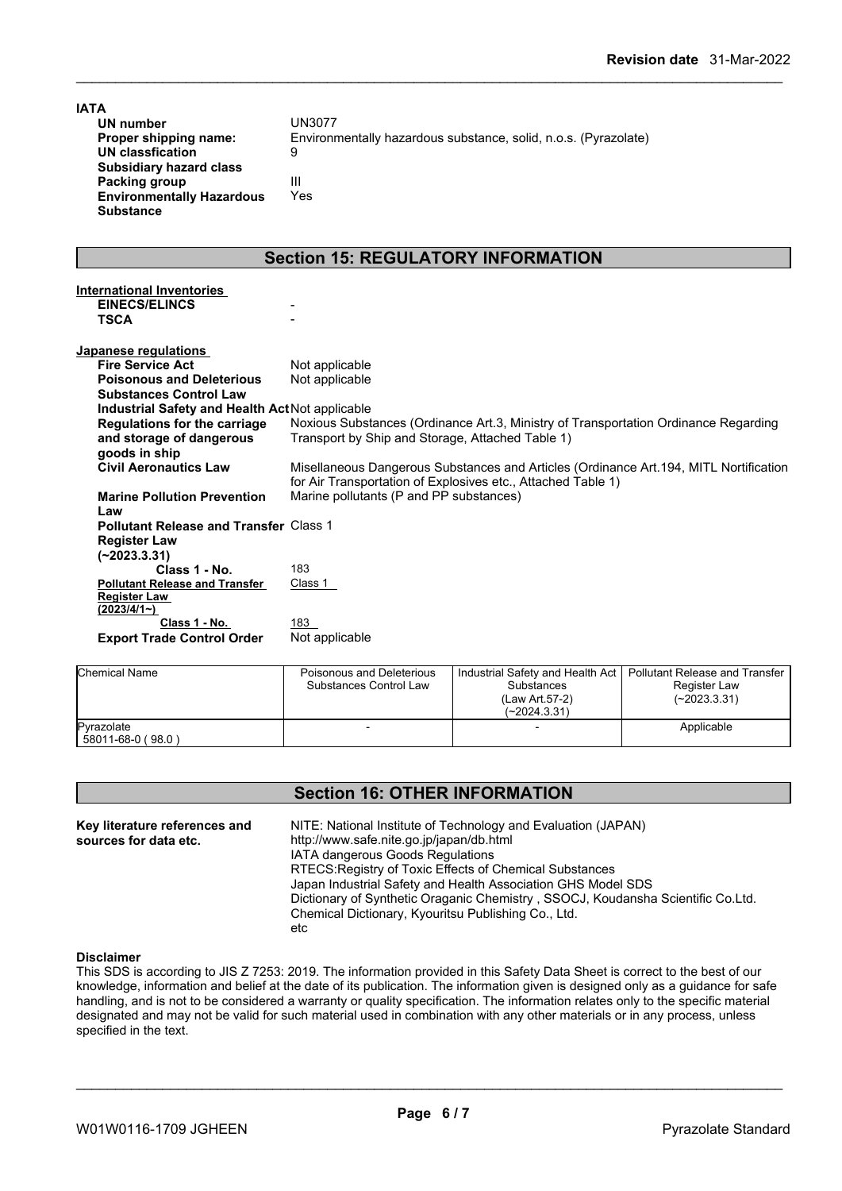**IATA**

| | |
|---|---|
| **UN number** | UN3077 |
| **Proper shipping name:** | Environmentally hazardous substance, solid, n.o.s. (Pyrazolate) |
| **UN classfication** | 9 |
| **Subsidiary hazard class** | |
| **Packing group** | III |
| **Environmentally Hazardous Substance** | Yes |

## Section 15: REGULATORY INFORMATION

**International Inventories**

| | |
|---|---|
| **EINECS/ELINCS** | - |
| **TSCA** | - |

**Japanese regulations**

| | |
|---|---|
| **Fire Service Act** | Not applicable |
| **Poisonous and Deleterious Substances Control Law** | Not applicable |
| **Industrial Safety and Health Act** | Not applicable |
| **Regulations for the carriage and storage of dangerous goods in ship** | Noxious Substances (Ordinance Art.3, Ministry of Transportation Ordinance Regarding Transport by Ship and Storage, Attached Table 1) |
| **Civil Aeronautics Law** | Misellaneous Dangerous Substances and Articles (Ordinance Art.194, MITL Nortification for Air Transportation of Explosives etc., Attached Table 1) |
| **Marine Pollution Prevention Law** | Marine pollutants (P and PP substances) |
| **Pollutant Release and Transfer Register Law (~2023.3.31)** | Class 1 |
| **Class 1 - No.** | 183 |
| **Pollutant Release and Transfer Register Law (2023/4/1~)** | Class 1 |
| **Class 1 - No.** | 183 |
| **Export Trade Control Order** | Not applicable |

| Chemical Name | Poisonous and Deleterious Substances Control Law | Industrial Safety and Health Act Substances (Law Art.57-2) (~2024.3.31) | Pollutant Release and Transfer Register Law (~2023.3.31) |
|---|---|---|---|
| Pyrazolate 58011-68-0 ( 98.0 ) | - | - | Applicable |

## Section 16: OTHER INFORMATION

**Key literature references and sources for data etc.**

NITE: National Institute of Technology and Evaluation (JAPAN)
http://www.safe.nite.go.jp/japan/db.html
IATA dangerous Goods Regulations
RTECS:Registry of Toxic Effects of Chemical Substances
Japan Industrial Safety and Health Association GHS Model SDS
Dictionary of Synthetic Oraganic Chemistry , SSOCJ, Koudansha Scientific Co.Ltd.
Chemical Dictionary, Kyouritsu Publishing Co., Ltd.
etc

**Disclaimer**

This SDS is according to JIS Z 7253: 2019. The information provided in this Safety Data Sheet is correct to the best of our knowledge, information and belief at the date of its publication. The information given is designed only as a guidance for safe handling, and is not to be considered a warranty or quality specification. The information relates only to the specific material designated and may not be valid for such material used in combination with any other materials or in any process, unless specified in the text.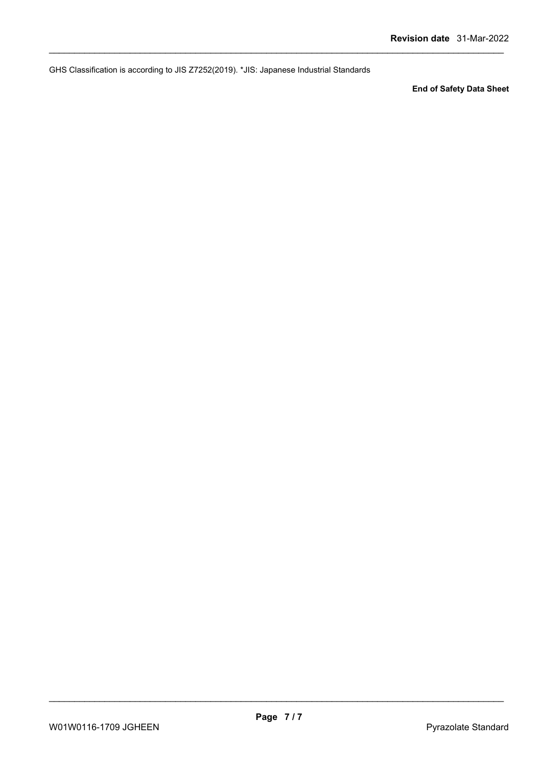GHS Classification is according to JIS Z7252(2019). *JIS: Japanese Industrial Standards

**End of Safety Data Sheet**